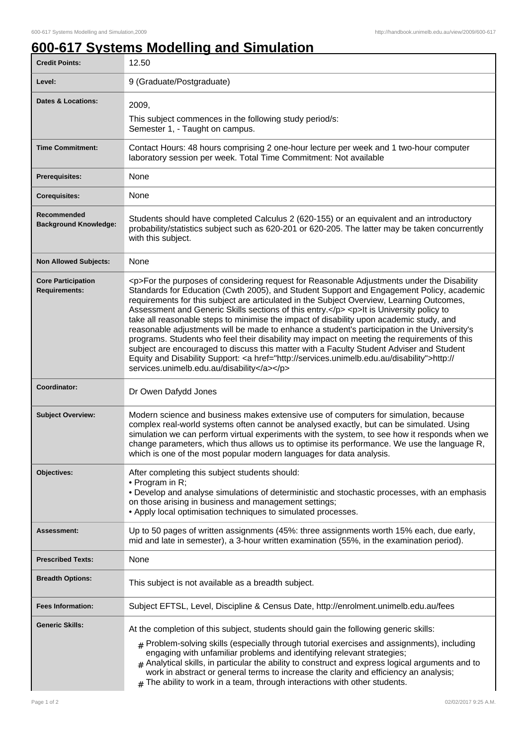# 600-617 Systems Modelling and Simulation

| | |
|---|---|
| **Credit Points:** | 12.50 |
| **Level:** | 9 (Graduate/Postgraduate) |
| **Dates & Locations:** | 2009,<br>This subject commences in the following study period/s:<br>Semester 1, - Taught on campus. |
| **Time Commitment:** | Contact Hours: 48 hours comprising 2 one-hour lecture per week and 1 two-hour computer laboratory session per week. Total Time Commitment: Not available |
| **Prerequisites:** | None |
| **Corequisites:** | None |
| **Recommended Background Knowledge:** | Students should have completed Calculus 2 (620-155) or an equivalent and an introductory probability/statistics subject such as 620-201 or 620-205. The latter may be taken concurrently with this subject. |
| **Non Allowed Subjects:** | None |
| **Core Participation Requirements:** | <p>For the purposes of considering request for Reasonable Adjustments under the Disability Standards for Education (Cwth 2005), and Student Support and Engagement Policy, academic requirements for this subject are articulated in the Subject Overview, Learning Outcomes, Assessment and Generic Skills sections of this entry.</p> <p>It is University policy to take all reasonable steps to minimise the impact of disability upon academic study, and reasonable adjustments will be made to enhance a student's participation in the University's programs. Students who feel their disability may impact on meeting the requirements of this subject are encouraged to discuss this matter with a Faculty Student Adviser and Student Equity and Disability Support: <a href="http://services.unimelb.edu.au/disability">http://services.unimelb.edu.au/disability</a></p> |
| **Coordinator:** | Dr Owen Dafydd Jones |
| **Subject Overview:** | Modern science and business makes extensive use of computers for simulation, because complex real-world systems often cannot be analysed exactly, but can be simulated. Using simulation we can perform virtual experiments with the system, to see how it responds when we change parameters, which thus allows us to optimise its performance. We use the language R, which is one of the most popular modern languages for data analysis. |
| **Objectives:** | After completing this subject students should:<br>• Program in R;<br>• Develop and analyse simulations of deterministic and stochastic processes, with an emphasis on those arising in business and management settings;<br>• Apply local optimisation techniques to simulated processes. |
| **Assessment:** | Up to 50 pages of written assignments (45%: three assignments worth 15% each, due early, mid and late in semester), a 3-hour written examination (55%, in the examination period). |
| **Prescribed Texts:** | None |
| **Breadth Options:** | This subject is not available as a breadth subject. |
| **Fees Information:** | Subject EFTSL, Level, Discipline & Census Date, http://enrolment.unimelb.edu.au/fees |
| **Generic Skills:** | At the completion of this subject, students should gain the following generic skills:<br># Problem-solving skills (especially through tutorial exercises and assignments), including engaging with unfamiliar problems and identifying relevant strategies;<br># Analytical skills, in particular the ability to construct and express logical arguments and to work in abstract or general terms to increase the clarity and efficiency an analysis;<br># The ability to work in a team, through interactions with other students. |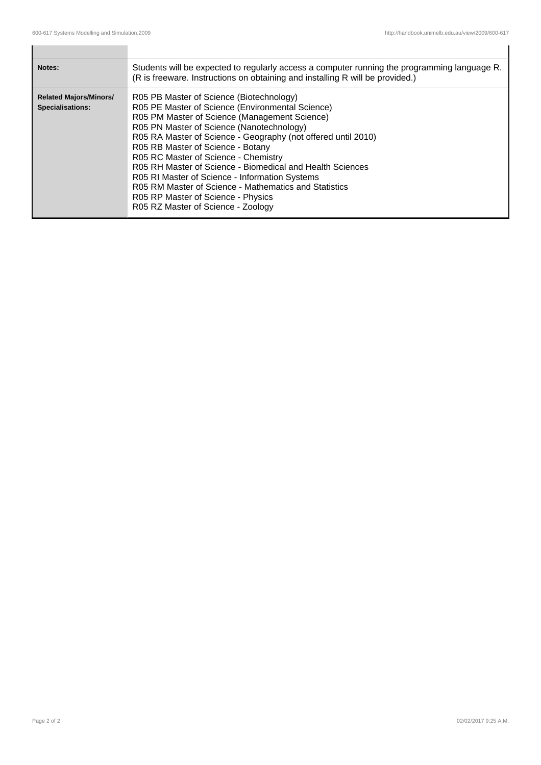| | |
|---|---|
| **Notes:** | Students will be expected to regularly access a computer running the programming language R. (R is freeware. Instructions on obtaining and installing R will be provided.) |
| **Related Majors/Minors/ Specialisations:** | R05 PB Master of Science (Biotechnology)<br>R05 PE Master of Science (Environmental Science)<br>R05 PM Master of Science (Management Science)<br>R05 PN Master of Science (Nanotechnology)<br>R05 RA Master of Science - Geography (not offered until 2010)<br>R05 RB Master of Science - Botany<br>R05 RC Master of Science - Chemistry<br>R05 RH Master of Science - Biomedical and Health Sciences<br>R05 RI Master of Science - Information Systems<br>R05 RM Master of Science - Mathematics and Statistics<br>R05 RP Master of Science - Physics<br>R05 RZ Master of Science - Zoology |